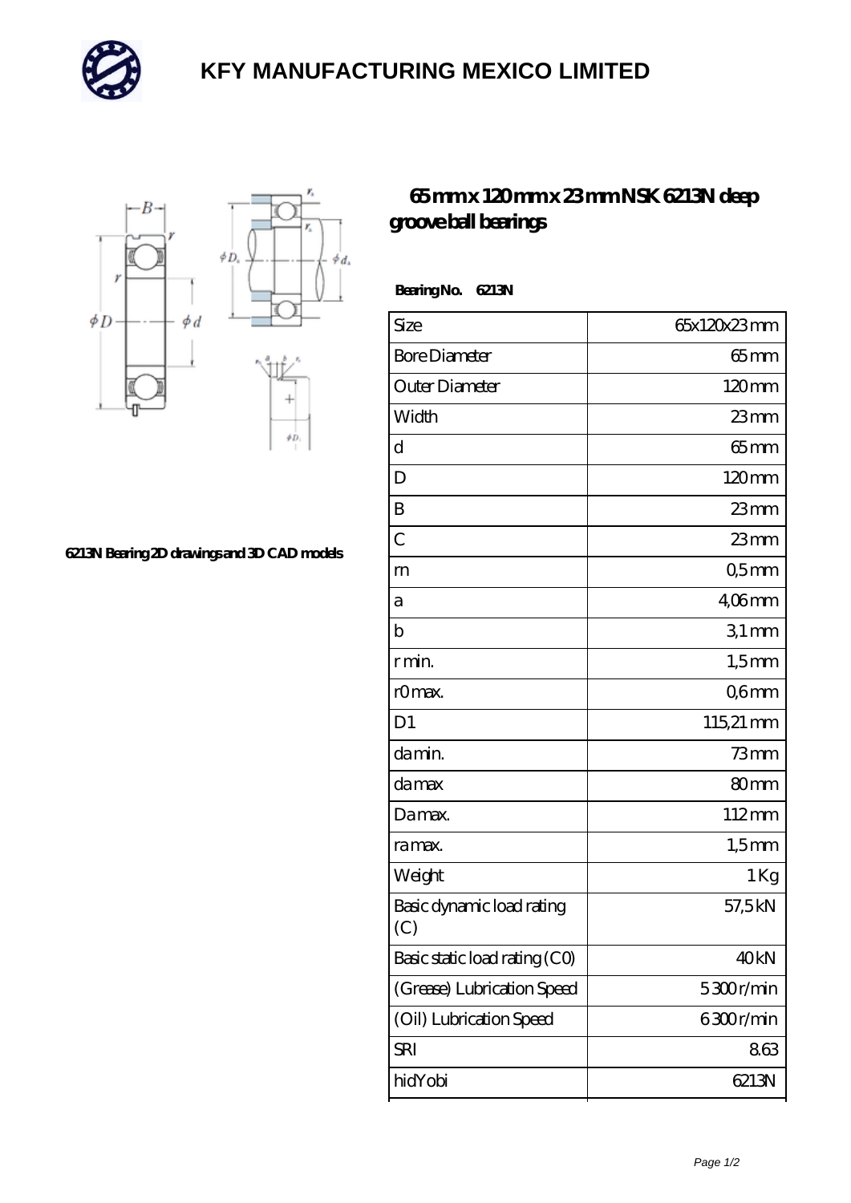# KFY MANUFACTURING MEXICO LIMITED

## 65 mm x 120 mm x 23 mm NSK 6213N deep groove ball bearings

6213N Bearing 2D drawings and 3D CAD models

**Bearing No. 6213N**

| Size | 65x120x23 mm |
|---|---|
| Bore Diameter | 65 mm |
| Outer Diameter | 120 mm |
| Width | 23 mm |
| d | 65 mm |
| D | 120 mm |
| B | 23 mm |
| C | 23 mm |
| rn | 0,5 mm |
| a | 4,06 mm |
| b | 3,1 mm |
| r min. | 1,5 mm |
| r0 max. | 0,6 mm |
| D1 | 115,21 mm |
| da min. | 73 mm |
| da max | 80 mm |
| Da max. | 112 mm |
| ra max. | 1,5 mm |
| Weight | 1 Kg |
| Basic dynamic load rating (C) | 57,5 kN |
| Basic static load rating (C0) | 40 kN |
| (Grease) Lubrication Speed | 5 300 r/min |
| (Oil) Lubrication Speed | 6 300 r/min |
| SRI | 8.63 |
| hidYobi | 6213N |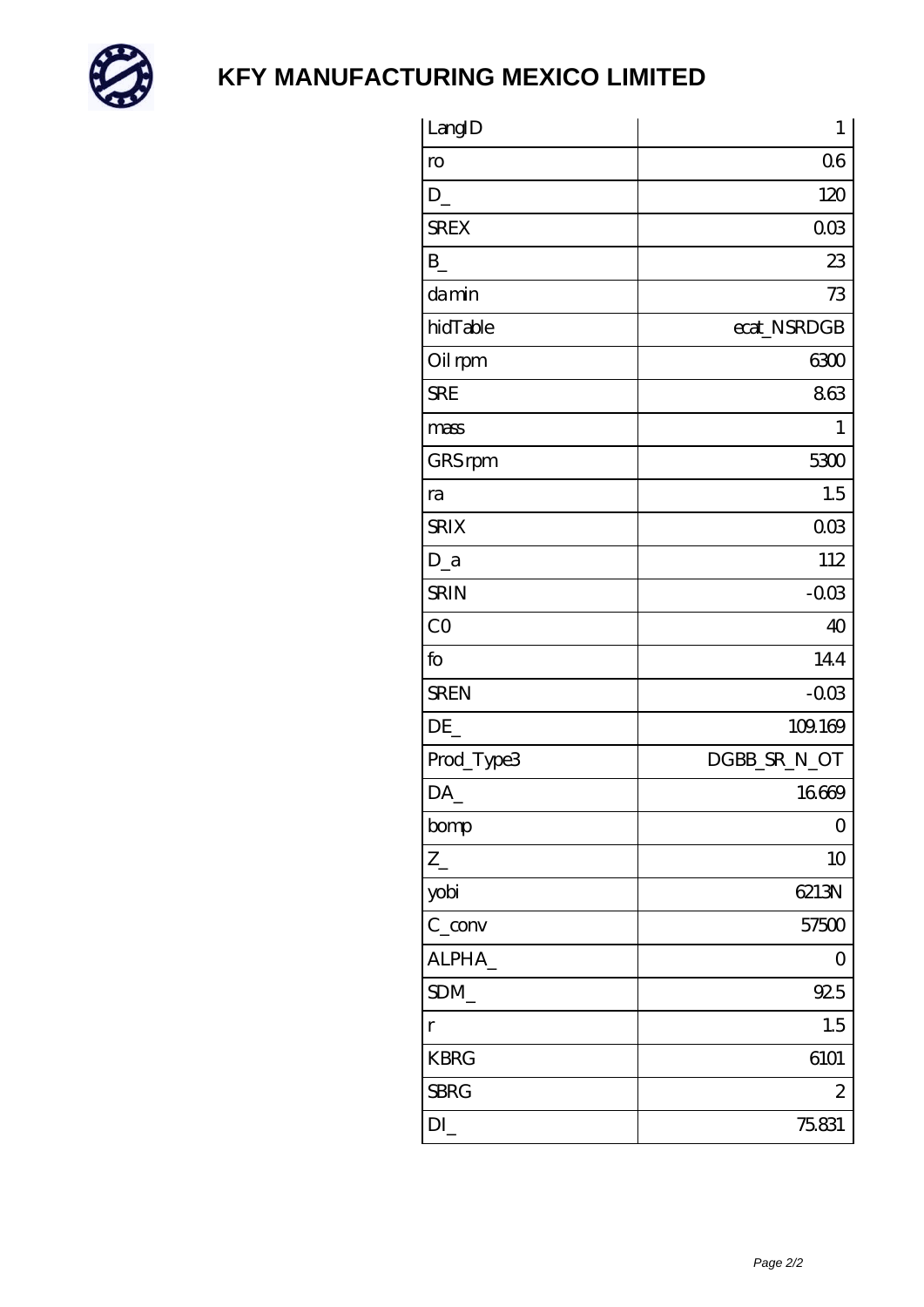# KFY MANUFACTURING MEXICO LIMITED

| | |
|---|---|
| LangID | 1 |
| ro | 0.6 |
| D_ | 120 |
| SREX | 0.03 |
| B_ | 23 |
| da min | 73 |
| hidTable | ecat_NSRDGB |
| Oil rpm | 6300 |
| SRE | 8.63 |
| mass | 1 |
| GRS rpm | 5300 |
| ra | 1.5 |
| SRIX | 0.03 |
| D_a | 112 |
| SRIN | -0.03 |
| C0 | 40 |
| fo | 14.4 |
| SREN | -0.03 |
| DE_ | 109.169 |
| Prod_Type3 | DGBB_SR_N_OT |
| DA_ | 16.669 |
| bomp | 0 |
| Z_ | 10 |
| yobi | 6213N |
| C_conv | 57500 |
| ALPHA_ | 0 |
| SDM_ | 92.5 |
| r | 1.5 |
| KBRG | 6101 |
| SBRG | 2 |
| DI_ | 75.831 |